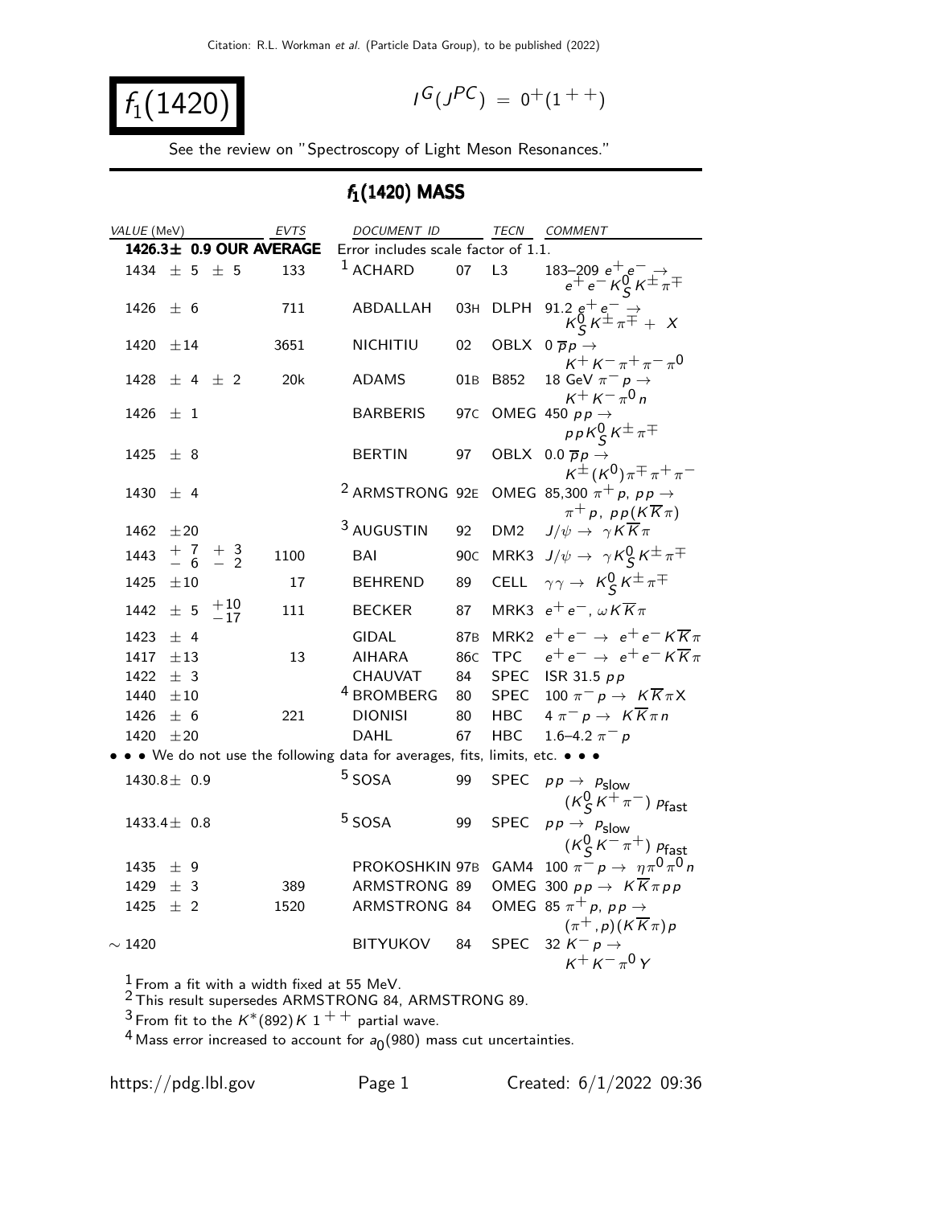# $f_1(1420)$

$I^G(J^{PC}) = 0^+(1^{++})$

See the review on "Spectroscopy of Light Meson Resonances."

## $f_1(1420)$ MASS

| VALUE (MeV) | EVTS | DOCUMENT ID | | TECN | COMMENT |
|---|---|---|---|---|---|
| **1426.3± 0.9 OUR AVERAGE** | | Error includes scale factor of 1.1. | | | |
| 1434 ± 5 ± 5 | 133 | [1] ACHARD | 07 | L3 | 183–209 $e^+e^- \rightarrow e^+e^- K^0_S K^\pm \pi^\mp$ |
| 1426 ± 6 | 711 | ABDALLAH | 03H | DLPH | 91.2 $e^+e^- \rightarrow K^0_S K^\pm \pi^\mp + X$ |
| 1420 ±14 | 3651 | NICHITIU | 02 | OBLX | 0 $\overline{p}p \rightarrow K^+K^-\pi^+\pi^-\pi^0$ |
| 1428 ± 4 ± 2 | 20k | ADAMS | 01B | B852 | 18 GeV $\pi^- p \rightarrow K^+K^-\pi^0 n$ |
| 1426 ± 1 | | BARBERIS | 97C | OMEG | 450 $pp \rightarrow pp K^0_S K^\pm \pi^\mp$ |
| 1425 ± 8 | | BERTIN | 97 | OBLX | 0.0 $\overline{p}p \rightarrow K^\pm(K^0)\pi^\mp\pi^+\pi^-$ |
| 1430 ± 4 | | [2] ARMSTRONG | 92E | OMEG | 85,300 $\pi^+ p$, $pp \rightarrow \pi^+ p$, $pp(K\overline{K}\pi)$ |
| 1462 ±20 | | [3] AUGUSTIN | 92 | DM2 | $J/\psi \rightarrow \gamma K\overline{K}\pi$ |
| 1443 $^{+7}_{-6}$ $^{+3}_{-2}$ | 1100 | BAI | 90C | MRK3 | $J/\psi \rightarrow \gamma K^0_S K^\pm \pi^\mp$ |
| 1425 ±10 | 17 | BEHREND | 89 | CELL | $\gamma\gamma \rightarrow K^0_S K^\pm \pi^\mp$ |
| 1442 ± 5 $^{+10}_{-17}$ | 111 | BECKER | 87 | MRK3 | $e^+e^-$, $\omega K\overline{K}\pi$ |
| 1423 ± 4 | | GIDAL | 87B | MRK2 | $e^+e^- \rightarrow e^+e^- K\overline{K}\pi$ |
| 1417 ±13 | 13 | AIHARA | 86C | TPC | $e^+e^- \rightarrow e^+e^- K\overline{K}\pi$ |
| 1422 ± 3 | | CHAUVAT | 84 | SPEC | ISR 31.5 $pp$ |
| 1440 ±10 | | [4] BROMBERG | 80 | SPEC | 100 $\pi^- p \rightarrow K\overline{K}\pi X$ |
| 1426 ± 6 | 221 | DIONISI | 80 | HBC | 4 $\pi^- p \rightarrow K\overline{K}\pi n$ |
| 1420 ±20 | | DAHL | 67 | HBC | 1.6–4.2 $\pi^- p$ |
| • • • We do not use the following data for averages, fits, limits, etc. • • • | | | | | |
| 1430.8± 0.9 | | [5] SOSA | 99 | SPEC | $pp \rightarrow p_{slow} (K^0_S K^+\pi^-) p_{fast}$ |
| 1433.4± 0.8 | | [5] SOSA | 99 | SPEC | $pp \rightarrow p_{slow} (K^0_S K^-\pi^+) p_{fast}$ |
| 1435 ± 9 | | PROKOSHKIN | 97B | GAM4 | 100 $\pi^- p \rightarrow \eta\pi^0\pi^0 n$ |
| 1429 ± 3 | 389 | ARMSTRONG | 89 | OMEG | 300 $pp \rightarrow K\overline{K}\pi pp$ |
| 1425 ± 2 | 1520 | ARMSTRONG | 84 | OMEG | 85 $\pi^+ p$, $pp \rightarrow (\pi^+, p)(K\overline{K}\pi)p$ |
| ∼ 1420 | | BITYUKOV | 84 | SPEC | 32 $K^- p \rightarrow K^+K^-\pi^0 Y$ |

[1] From a fit with a width fixed at 55 MeV.

[2] This result supersedes ARMSTRONG 84, ARMSTRONG 89.

[3] From fit to the $K^*(892)K$ $1^{++}$ partial wave.

[4] Mass error increased to account for $a_0(980)$ mass cut uncertainties.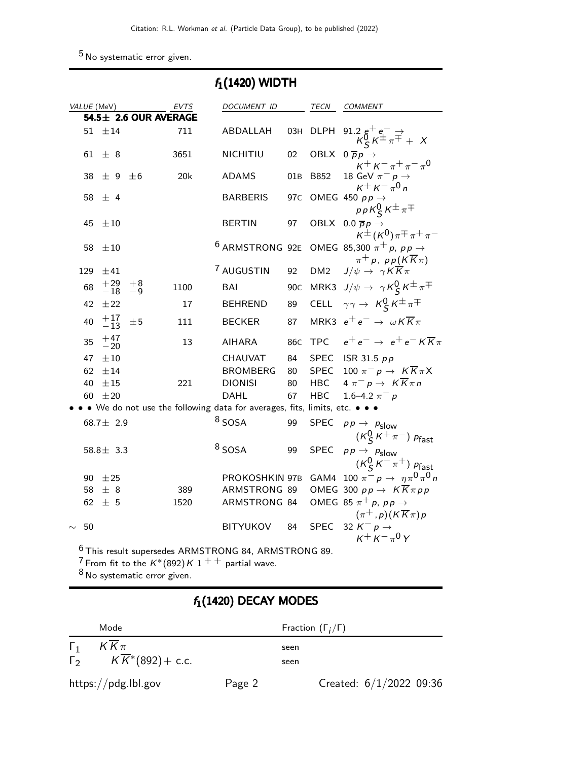[5] No systematic error given.

## $f_1(1420)$ WIDTH

| VALUE (MeV) | EVTS | DOCUMENT ID | | TECN | COMMENT |
|---|---|---|---|---|---|
| **54.5± 2.6 OUR AVERAGE** | | | | | |
| 51 ±14 | 711 | ABDALLAH | 03H | DLPH | 91.2 $e^+e^- \to K^0_S K^\pm \pi^\mp + X$ |
| 61 ± 8 | 3651 | NICHITIU | 02 | OBLX | 0 $\overline{p}p \to K^+K^-\pi^+\pi^-\pi^0$ |
| 38 ± 9 ±6 | 20k | ADAMS | 01B | B852 | 18 GeV $\pi^-p \to K^+K^-\pi^0 n$ |
| 58 ± 4 | | BARBERIS | 97C | OMEG | 450 $pp \to ppK^0_S K^\pm \pi^\mp$ |
| 45 ±10 | | BERTIN | 97 | OBLX | 0.0 $\overline{p}p \to K^\pm(K^0)\pi^\mp\pi^+\pi^-$ |
| 58 ±10 | | [6] ARMSTRONG | 92E | OMEG | 85,300 $\pi^+p$, $pp \to \pi^+p$, $pp(K\overline{K}\pi)$ |
| 129 ±41 | | [7] AUGUSTIN | 92 | DM2 | $J/\psi \to \gamma K\overline{K}\pi$ |
| 68 $^{+29}_{-18}$ $^{+8}_{-9}$ | 1100 | BAI | 90C | MRK3 | $J/\psi \to \gamma K^0_S K^\pm \pi^\mp$ |
| 42 ±22 | 17 | BEHREND | 89 | CELL | $\gamma\gamma \to K^0_S K^\pm \pi^\mp$ |
| 40 $^{+17}_{-13}$ ±5 | 111 | BECKER | 87 | MRK3 | $e^+e^- \to \omega K\overline{K}\pi$ |
| 35 $^{+47}_{-20}$ | 13 | AIHARA | 86C | TPC | $e^+e^- \to e^+e^- K\overline{K}\pi$ |
| 47 ±10 | | CHAUVAT | 84 | SPEC | ISR 31.5 $pp$ |
| 62 ±14 | | BROMBERG | 80 | SPEC | 100 $\pi^-p \to K\overline{K}\pi X$ |
| 40 ±15 | 221 | DIONISI | 80 | HBC | 4 $\pi^-p \to K\overline{K}\pi n$ |
| 60 ±20 | | DAHL | 67 | HBC | 1.6–4.2 $\pi^-p$ |
| • • • We do not use the following data for averages, fits, limits, etc. • • • | | | | | |
| 68.7± 2.9 | | [8] SOSA | 99 | SPEC | $pp \to p_{slow}(K^0_S K^+\pi^-)p_{fast}$ |
| 58.8± 3.3 | | [8] SOSA | 99 | SPEC | $pp \to p_{slow}(K^0_S K^-\pi^+)p_{fast}$ |
| 90 ±25 | | PROKOSHKIN | 97B | GAM4 | 100 $\pi^-p \to \eta\pi^0\pi^0 n$ |
| 58 ± 8 | 389 | ARMSTRONG | 89 | OMEG | 300 $pp \to K\overline{K}\pi pp$ |
| 62 ± 5 | 1520 | ARMSTRONG | 84 | OMEG | 85 $\pi^+p$, $pp \to (\pi^+,p)(K\overline{K}\pi)p$ |
| ~ 50 | | BITYUKOV | 84 | SPEC | 32 $K^-p \to K^+K^-\pi^0 Y$ |

[6] This result supersedes ARMSTRONG 84, ARMSTRONG 89.
[7] From fit to the $K^*(892)K$ $1^{++}$ partial wave.
[8] No systematic error given.

## $f_1(1420)$ DECAY MODES

| | Mode | Fraction ($\Gamma_i/\Gamma$) |
|---|---|---|
| $\Gamma_1$ | $K\overline{K}\pi$ | seen |
| $\Gamma_2$ | $K\overline{K}^*(892)+$ c.c. | seen |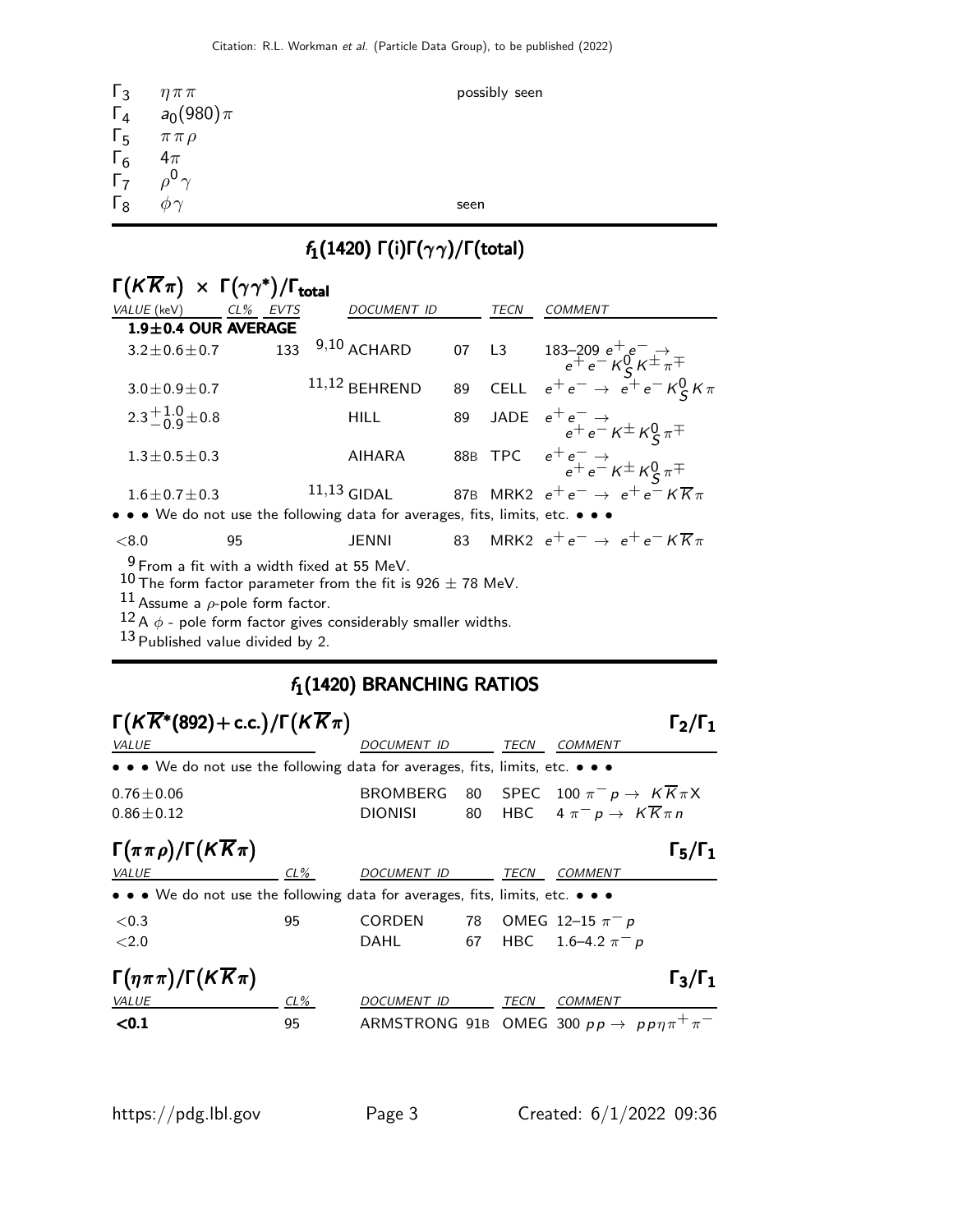| | | |
|---|---|---|
| $\Gamma_3$ | $\eta\pi\pi$ | possibly seen |
| $\Gamma_4$ | $a_0(980)\pi$ | |
| $\Gamma_5$ | $\pi\pi\rho$ | |
| $\Gamma_6$ | $4\pi$ | |
| $\Gamma_7$ | $\rho^0\gamma$ | |
| $\Gamma_8$ | $\phi\gamma$ | seen |

## $f_1(1420)$ $\Gamma(i)\Gamma(\gamma\gamma)/\Gamma(\text{total})$

### $\Gamma(K\overline{K}\pi) \times \Gamma(\gamma\gamma^*)/\Gamma_{\text{total}}$

| VALUE (keV) | CL% | EVTS | DOCUMENT ID | | TECN | COMMENT |
|---|---|---|---|---|---|---|
| **1.9±0.4 OUR AVERAGE** | | | | | | |
| $3.2\pm0.6\pm0.7$ | | 133 | [9,10] ACHARD | 07 | L3 | 183–209 $e^+e^- \rightarrow e^+e^- K^0_S K^\pm \pi^\mp$ |
| $3.0\pm0.9\pm0.7$ | | | [11,12] BEHREND | 89 | CELL | $e^+e^- \rightarrow e^+e^- K^0_S K\pi$ |
| $2.3^{+1.0}_{-0.9}\pm0.8$ | | | HILL | 89 | JADE | $e^+e^- \rightarrow e^+e^- K^\pm K^0_S \pi^\mp$ |
| $1.3\pm0.5\pm0.3$ | | | AIHARA | 88B | TPC | $e^+e^- \rightarrow e^+e^- K^\pm K^0_S \pi^\mp$ |
| $1.6\pm0.7\pm0.3$ | | | [11,13] GIDAL | 87B | MRK2 | $e^+e^- \rightarrow e^+e^- K\overline{K}\pi$ |
| • • • We do not use the following data for averages, fits, limits, etc. • • • | | | | | | |
| $<8.0$ | 95 | | JENNI | 83 | MRK2 | $e^+e^- \rightarrow e^+e^- K\overline{K}\pi$ |

[9] From a fit with a width fixed at 55 MeV.
[10] The form factor parameter from the fit is 926 ± 78 MeV.
[11] Assume a $\rho$-pole form factor.
[12] A $\phi$ - pole form factor gives considerably smaller widths.
[13] Published value divided by 2.

## $f_1(1420)$ BRANCHING RATIOS

### $\Gamma(K\overline{K}^*(892)+\text{c.c.})/\Gamma(K\overline{K}\pi)$ — $\Gamma_2/\Gamma_1$

| VALUE | DOCUMENT ID | | TECN | COMMENT |
|---|---|---|---|---|
| • • • We do not use the following data for averages, fits, limits, etc. • • • | | | | |
| $0.76\pm0.06$ | BROMBERG | 80 | SPEC | 100 $\pi^- p \rightarrow K\overline{K}\pi X$ |
| $0.86\pm0.12$ | DIONISI | 80 | HBC | 4 $\pi^- p \rightarrow K\overline{K}\pi n$ |

### $\Gamma(\pi\pi\rho)/\Gamma(K\overline{K}\pi)$ — $\Gamma_5/\Gamma_1$

| VALUE | CL% | DOCUMENT ID | | TECN | COMMENT |
|---|---|---|---|---|---|
| • • • We do not use the following data for averages, fits, limits, etc. • • • | | | | | |
| $<0.3$ | 95 | CORDEN | 78 | OMEG | 12–15 $\pi^- p$ |
| $<2.0$ | | DAHL | 67 | HBC | 1.6–4.2 $\pi^- p$ |

### $\Gamma(\eta\pi\pi)/\Gamma(K\overline{K}\pi)$ — $\Gamma_3/\Gamma_1$

| VALUE | CL% | DOCUMENT ID | | TECN | COMMENT |
|---|---|---|---|---|---|
| **<0.1** | 95 | ARMSTRONG | 91B | OMEG | 300 $pp \rightarrow pp\eta\pi^+\pi^-$ |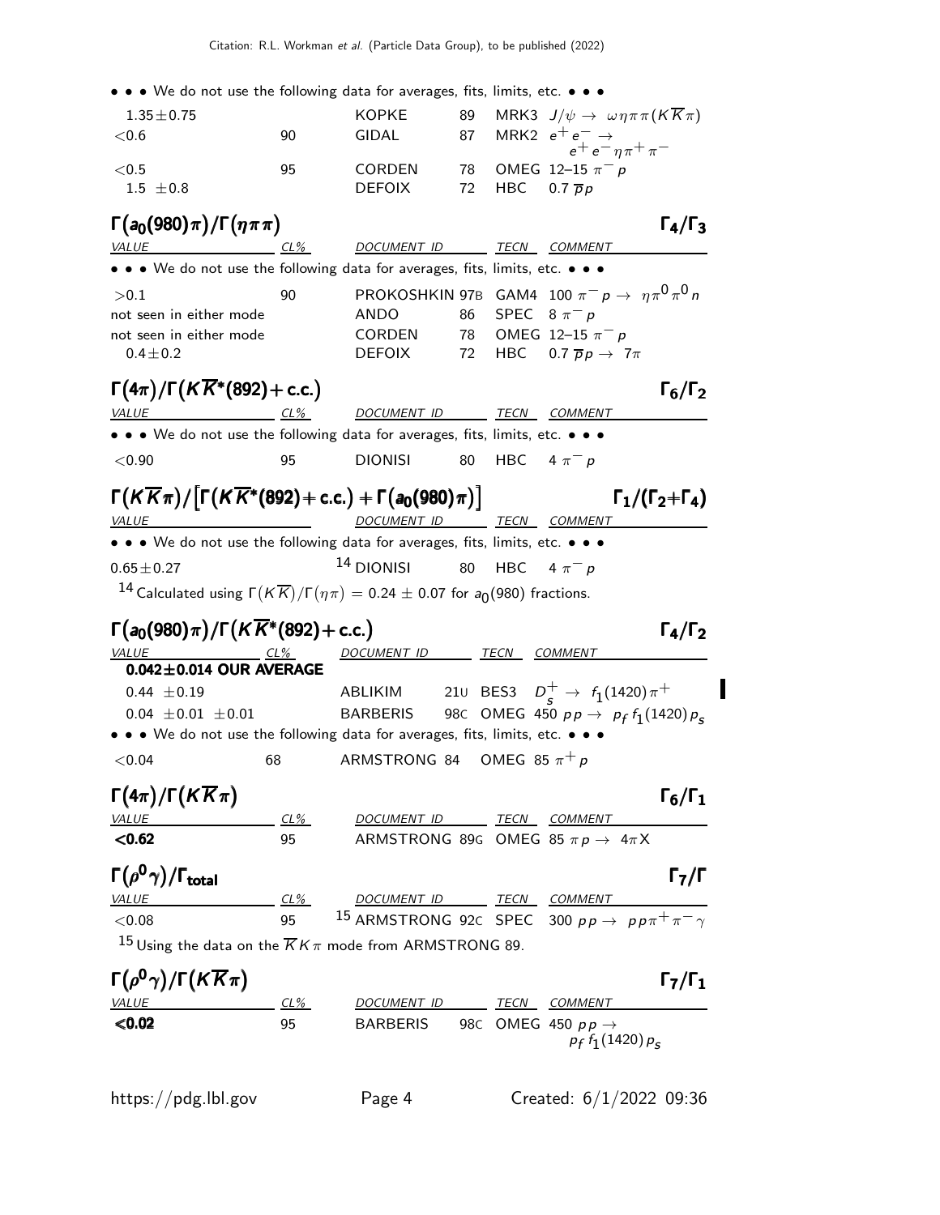• • • We do not use the following data for averages, fits, limits, etc. • • •

| VALUE | CL% | DOCUMENT ID | | TECN | COMMENT |
|---|---|---|---|---|---|
| $1.35 \pm 0.75$ | | KOPKE | 89 | MRK3 | $J/\psi \to \omega\eta\pi\pi(K\overline{K}\pi)$ |
| $<0.6$ | 90 | GIDAL | 87 | MRK2 | $e^+e^- \to e^+e^-\eta\pi^+\pi^-$ |
| $<0.5$ | 95 | CORDEN | 78 | OMEG | 12–15 $\pi^- p$ |
| $1.5 \pm 0.8$ | | DEFOIX | 72 | HBC | 0.7 $\overline{p}p$ |

## $\Gamma(a_0(980)\pi)/\Gamma(\eta\pi\pi)$ — $\Gamma_4/\Gamma_3$

| VALUE | CL% | DOCUMENT ID | | TECN | COMMENT |
|---|---|---|---|---|---|
| • • • We do not use the following data for averages, fits, limits, etc. • • • | | | | | |
| $>0.1$ | 90 | PROKOSHKIN | 97B | GAM4 | 100 $\pi^- p \to \eta\pi^0\pi^0 n$ |
| not seen in either mode | | ANDO | 86 | SPEC | 8 $\pi^- p$ |
| not seen in either mode | | CORDEN | 78 | OMEG | 12–15 $\pi^- p$ |
| $0.4 \pm 0.2$ | | DEFOIX | 72 | HBC | 0.7 $\overline{p}p \to 7\pi$ |

## $\Gamma(4\pi)/\Gamma(K\overline{K}^*(892)+\text{c.c.})$ — $\Gamma_6/\Gamma_2$

| VALUE | CL% | DOCUMENT ID | | TECN | COMMENT |
|---|---|---|---|---|---|
| • • • We do not use the following data for averages, fits, limits, etc. • • • | | | | | |
| $<0.90$ | 95 | DIONISI | 80 | HBC | 4 $\pi^- p$ |

## $\Gamma(K\overline{K}\pi)/[\Gamma(K\overline{K}^*(892)+\text{c.c.})+\Gamma(a_0(980)\pi)]$ — $\Gamma_1/(\Gamma_2+\Gamma_4)$

| VALUE | DOCUMENT ID | | TECN | COMMENT |
|---|---|---|---|---|
| • • • We do not use the following data for averages, fits, limits, etc. • • • | | | | |
| $0.65 \pm 0.27$ | [14] DIONISI | 80 | HBC | 4 $\pi^- p$ |

[14] Calculated using $\Gamma(K\overline{K})/\Gamma(\eta\pi) = 0.24 \pm 0.07$ for $a_0(980)$ fractions.

## $\Gamma(a_0(980)\pi)/\Gamma(K\overline{K}^*(892)+\text{c.c.})$ — $\Gamma_4/\Gamma_2$

| VALUE | CL% | DOCUMENT ID | | TECN | COMMENT |
|---|---|---|---|---|---|
| **0.042±0.014 OUR AVERAGE** | | | | | |
| $0.44 \pm 0.19$ | | ABLIKIM | 21U | BES3 | $D_s^+ \to f_1(1420)\pi^+$ |
| $0.04 \pm 0.01 \pm 0.01$ | | BARBERIS | 98C | OMEG | 450 $pp \to p_f f_1(1420) p_s$ |
| • • • We do not use the following data for averages, fits, limits, etc. • • • | | | | | |
| $<0.04$ | 68 | ARMSTRONG | 84 | OMEG | 85 $\pi^+ p$ |

## $\Gamma(4\pi)/\Gamma(K\overline{K}\pi)$ — $\Gamma_6/\Gamma_1$

| VALUE | CL% | DOCUMENT ID | | TECN | COMMENT |
|---|---|---|---|---|---|
| **<0.62** | 95 | ARMSTRONG | 89G | OMEG | 85 $\pi p \to 4\pi X$ |

## $\Gamma(\rho^0\gamma)/\Gamma_{\text{total}}$ — $\Gamma_7/\Gamma$

| VALUE | CL% | DOCUMENT ID | | TECN | COMMENT |
|---|---|---|---|---|---|
| $<0.08$ | 95 | [15] ARMSTRONG | 92C | SPEC | 300 $pp \to pp\pi^+\pi^-\gamma$ |

[15] Using the data on the $\overline{K}K\pi$ mode from ARMSTRONG 89.

## $\Gamma(\rho^0\gamma)/\Gamma(K\overline{K}\pi)$ — $\Gamma_7/\Gamma_1$

| VALUE | CL% | DOCUMENT ID | | TECN | COMMENT |
|---|---|---|---|---|---|
| **<0.02** | 95 | BARBERIS | 98C | OMEG | 450 $pp \to p_f f_1(1420) p_s$ |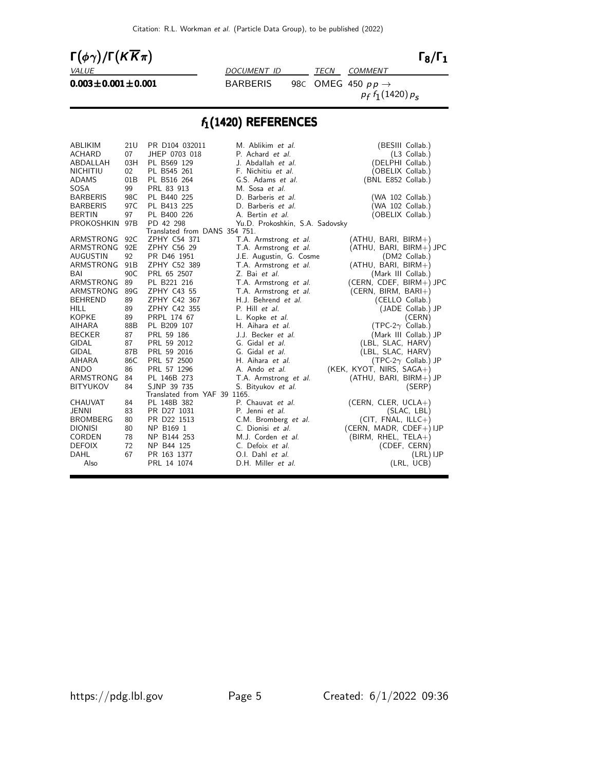## $\Gamma(\phi\gamma)/\Gamma(K\overline{K}\pi)$ $\Gamma_8/\Gamma_1$

| VALUE | DOCUMENT ID | | TECN | COMMENT |
|---|---|---|---|---|
| **0.003±0.001±0.001** | BARBERIS | 98C | OMEG | 450 $pp \rightarrow p_f f_1(1420) p_s$ |

## $f_1(1420)$ REFERENCES

| | | | | |
|---|---|---|---|---|
| ABLIKIM | 21U | PR D104 032011 | M. Ablikim *et al.* | (BESIII Collab.) |
| ACHARD | 07 | JHEP 0703 018 | P. Achard *et al.* | (L3 Collab.) |
| ABDALLAH | 03H | PL B569 129 | J. Abdallah *et al.* | (DELPHI Collab.) |
| NICHITIU | 02 | PL B545 261 | F. Nichitiu *et al.* | (OBELIX Collab.) |
| ADAMS | 01B | PL B516 264 | G.S. Adams *et al.* | (BNL E852 Collab.) |
| SOSA | 99 | PRL 83 913 | M. Sosa *et al.* | |
| BARBERIS | 98C | PL B440 225 | D. Barberis *et al.* | (WA 102 Collab.) |
| BARBERIS | 97C | PL B413 225 | D. Barberis *et al.* | (WA 102 Collab.) |
| BERTIN | 97 | PL B400 226 | A. Bertin *et al.* | (OBELIX Collab.) |
| PROKOSHKIN | 97B | PD 42 298 | Yu.D. Prokoshkin, S.A. Sadovsky | |
| | | Translated from DANS 354 751. | | |
| ARMSTRONG | 92C | ZPHY C54 371 | T.A. Armstrong *et al.* | (ATHU, BARI, BIRM+) |
| ARMSTRONG | 92E | ZPHY C56 29 | T.A. Armstrong *et al.* | (ATHU, BARI, BIRM+) JPC |
| AUGUSTIN | 92 | PR D46 1951 | J.E. Augustin, G. Cosme | (DM2 Collab.) |
| ARMSTRONG | 91B | ZPHY C52 389 | T.A. Armstrong *et al.* | (ATHU, BARI, BIRM+) |
| BAI | 90C | PRL 65 2507 | Z. Bai *et al.* | (Mark III Collab.) |
| ARMSTRONG | 89 | PL B221 216 | T.A. Armstrong *et al.* | (CERN, CDEF, BIRM+) JPC |
| ARMSTRONG | 89G | ZPHY C43 55 | T.A. Armstrong *et al.* | (CERN, BIRM, BARI+) |
| BEHREND | 89 | ZPHY C42 367 | H.J. Behrend *et al.* | (CELLO Collab.) |
| HILL | 89 | ZPHY C42 355 | P. Hill *et al.* | (JADE Collab.) JP |
| KOPKE | 89 | PRPL 174 67 | L. Kopke *et al.* | (CERN) |
| AIHARA | 88B | PL B209 107 | H. Aihara *et al.* | (TPC-2$\gamma$ Collab.) |
| BECKER | 87 | PRL 59 186 | J.J. Becker *et al.* | (Mark III Collab.) JP |
| GIDAL | 87 | PRL 59 2012 | G. Gidal *et al.* | (LBL, SLAC, HARV) |
| GIDAL | 87B | PRL 59 2016 | G. Gidal *et al.* | (LBL, SLAC, HARV) |
| AIHARA | 86C | PRL 57 2500 | H. Aihara *et al.* | (TPC-2$\gamma$ Collab.) JP |
| ANDO | 86 | PRL 57 1296 | A. Ando *et al.* | (KEK, KYOT, NIRS, SAGA+) |
| ARMSTRONG | 84 | PL 146B 273 | T.A. Armstrong *et al.* | (ATHU, BARI, BIRM+) JP |
| BITYUKOV | 84 | SJNP 39 735 | S. Bityukov *et al.* | (SERP) |
| | | Translated from YAF 39 1165. | | |
| CHAUVAT | 84 | PL 148B 382 | P. Chauvat *et al.* | (CERN, CLER, UCLA+) |
| JENNI | 83 | PR D27 1031 | P. Jenni *et al.* | (SLAC, LBL) |
| BROMBERG | 80 | PR D22 1513 | C.M. Bromberg *et al.* | (CIT, FNAL, ILLC+) |
| DIONISI | 80 | NP B169 1 | C. Dionisi *et al.* | (CERN, MADR, CDEF+) IJP |
| CORDEN | 78 | NP B144 253 | M.J. Corden *et al.* | (BIRM, RHEL, TELA+) |
| DEFOIX | 72 | NP B44 125 | C. Defoix *et al.* | (CDEF, CERN) |
| DAHL | 67 | PR 163 1377 | O.I. Dahl *et al.* | (LRL) IJP |
| Also | | PRL 14 1074 | D.H. Miller *et al.* | (LRL, UCB) |